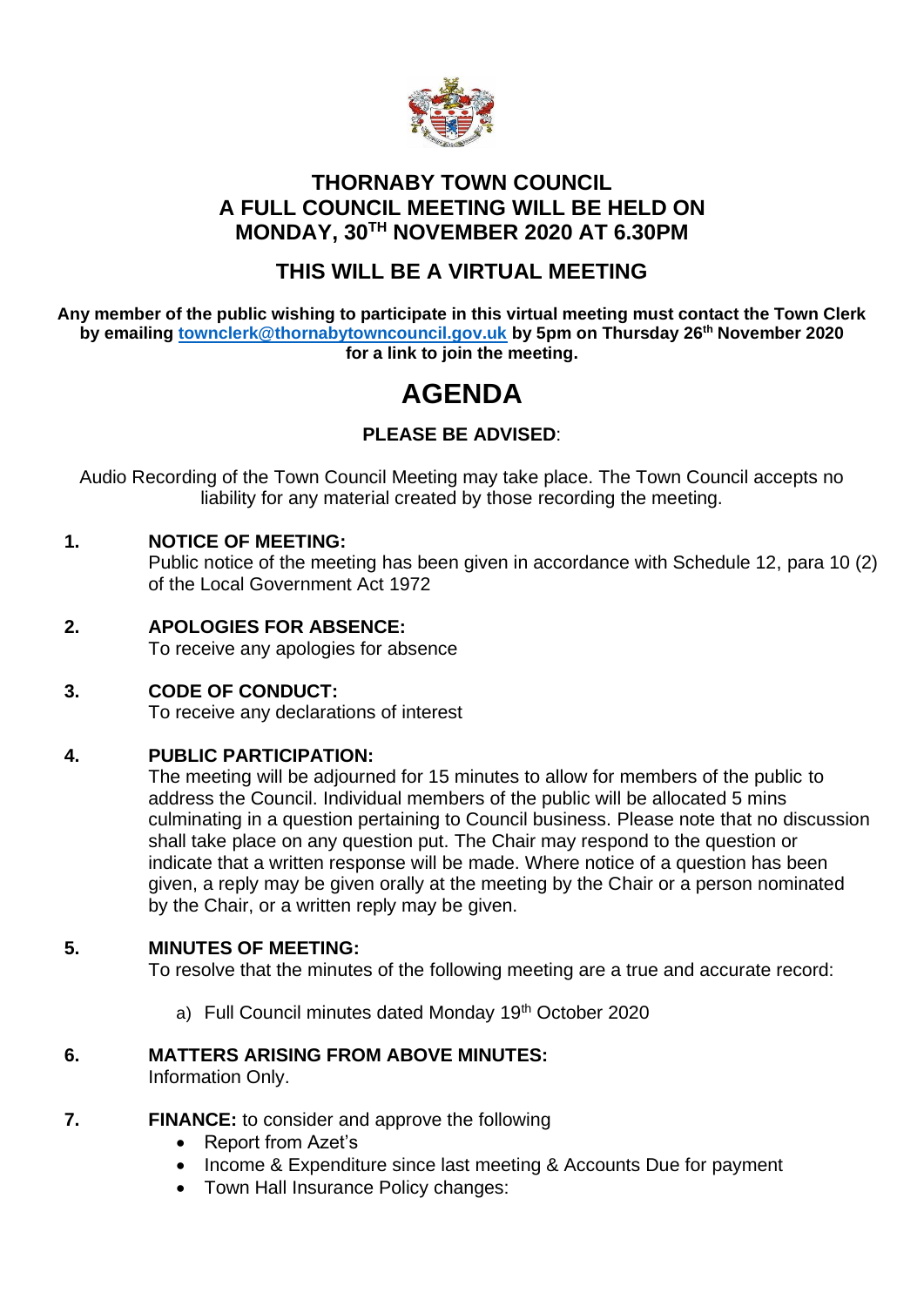# THORNABY TOWN COUNCIL
# A FULL COUNCIL MEETING WILL BE HELD ON MONDAY, 30TH NOVEMBER 2020 AT 6.30PM

## THIS WILL BE A VIRTUAL MEETING

**Any member of the public wishing to participate in this virtual meeting must contact the Town Clerk by emailing townclerk@thornabytowncouncil.gov.uk by 5pm on Thursday 26th November 2020 for a link to join the meeting.**

# AGENDA

**PLEASE BE ADVISED**:

Audio Recording of the Town Council Meeting may take place. The Town Council accepts no liability for any material created by those recording the meeting.

**1. NOTICE OF MEETING:**
Public notice of the meeting has been given in accordance with Schedule 12, para 10 (2) of the Local Government Act 1972

**2. APOLOGIES FOR ABSENCE:**
To receive any apologies for absence

**3. CODE OF CONDUCT:**
To receive any declarations of interest

**4. PUBLIC PARTICIPATION:**
The meeting will be adjourned for 15 minutes to allow for members of the public to address the Council. Individual members of the public will be allocated 5 mins culminating in a question pertaining to Council business. Please note that no discussion shall take place on any question put. The Chair may respond to the question or indicate that a written response will be made. Where notice of a question has been given, a reply may be given orally at the meeting by the Chair or a person nominated by the Chair, or a written reply may be given.

**5. MINUTES OF MEETING:**
To resolve that the minutes of the following meeting are a true and accurate record:

a) Full Council minutes dated Monday 19th October 2020

**6. MATTERS ARISING FROM ABOVE MINUTES:**
Information Only.

**7. FINANCE:** to consider and approve the following

- Report from Azet's
- Income & Expenditure since last meeting & Accounts Due for payment
- Town Hall Insurance Policy changes: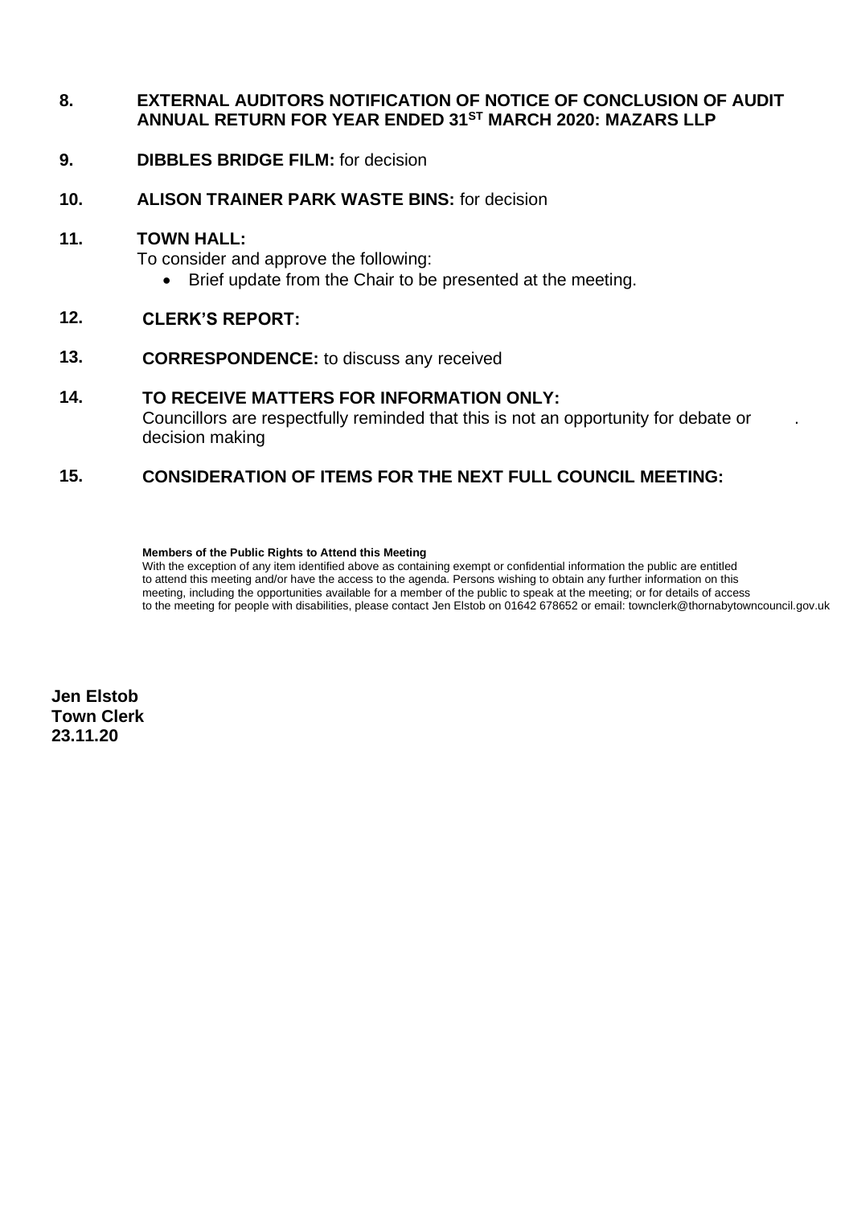**8. EXTERNAL AUDITORS NOTIFICATION OF NOTICE OF CONCLUSION OF AUDIT ANNUAL RETURN FOR YEAR ENDED 31ST MARCH 2020: MAZARS LLP**

**9. DIBBLES BRIDGE FILM:** for decision

**10. ALISON TRAINER PARK WASTE BINS:** for decision

**11. TOWN HALL:**

To consider and approve the following:

- Brief update from the Chair to be presented at the meeting.

**12. CLERK'S REPORT:**

**13. CORRESPONDENCE:** to discuss any received

**14. TO RECEIVE MATTERS FOR INFORMATION ONLY:**

Councillors are respectfully reminded that this is not an opportunity for debate or decision making

**15. CONSIDERATION OF ITEMS FOR THE NEXT FULL COUNCIL MEETING:**

**Members of the Public Rights to Attend this Meeting**

With the exception of any item identified above as containing exempt or confidential information the public are entitled to attend this meeting and/or have the access to the agenda. Persons wishing to obtain any further information on this meeting, including the opportunities available for a member of the public to speak at the meeting; or for details of access to the meeting for people with disabilities, please contact Jen Elstob on 01642 678652 or email: townclerk@thornabytowncouncil.gov.uk

**Jen Elstob**
**Town Clerk**
**23.11.20**